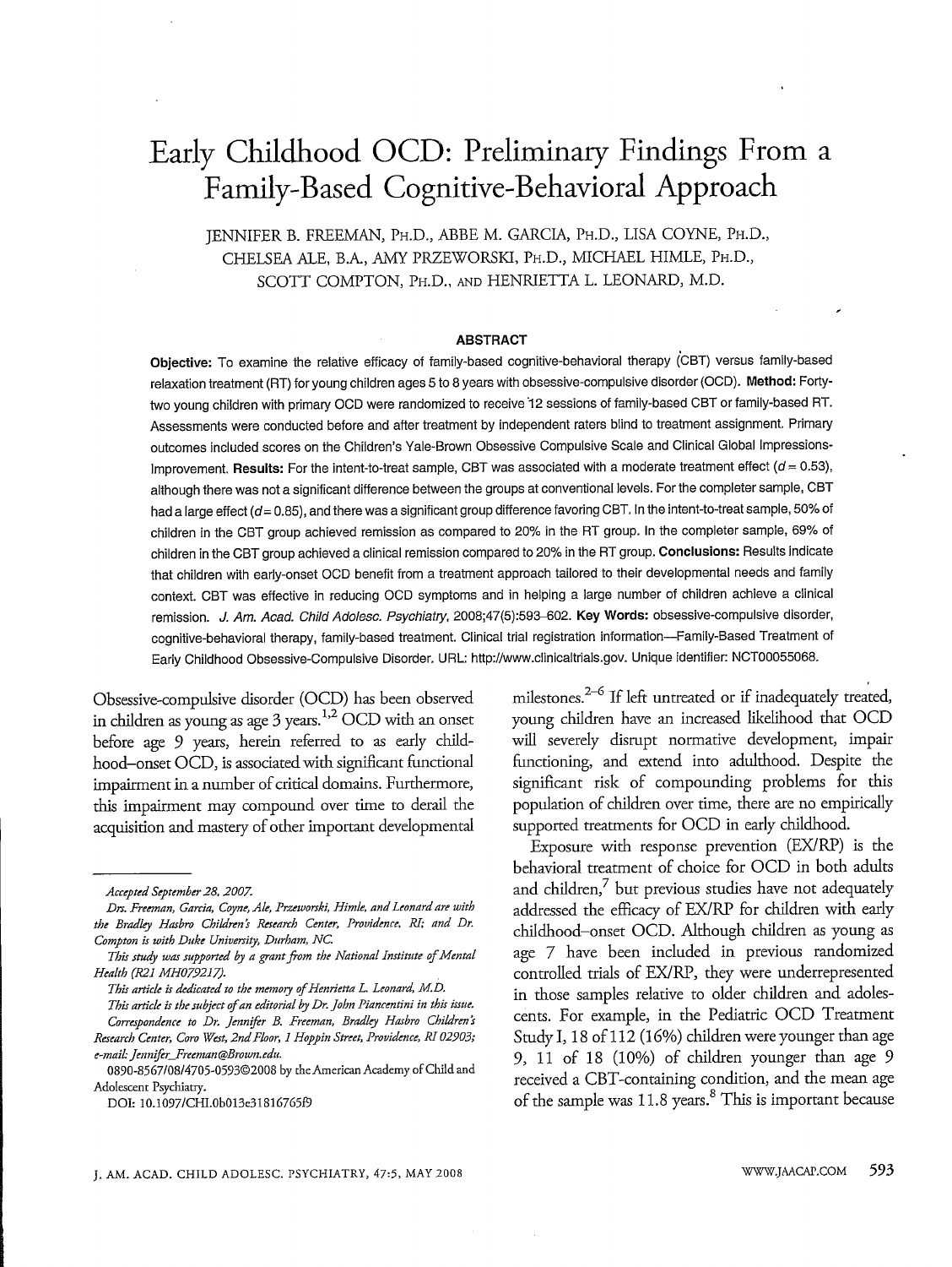# Early Childhood OCD: Preliminary Findings From a Family-Based Cognitive-Behavioral Approach

JENNIFER B. FREEMAN, PH.D., ABBE M. GARCIA, PH.D., LISA COYNE, PH.D., CHELSEA ALE, B.A., AMY PRZEWORSKI, PH.D., MICHAEL HIMLE, PH.D., SCOTT COMPTON, PH.D., AND HENRIETTA L. LEONARD, M.D.

## ABSTRACT

**Objective:** To examine the relative efficacy of family-based cognitive-behavioral therapy (CBT) versus family-based relaxation treatment (RT) for young children ages 5 to 8 years with obsessive-compulsive disorder (OCD). **Method:** Forty-two young children with primary OCD were randomized to receive 12 sessions of family-based CBT or family-based RT. Assessments were conducted before and after treatment by independent raters blind to treatment assignment. Primary outcomes included scores on the Children's Yale-Brown Obsessive Compulsive Scale and Clinical Global Impressions-Improvement. **Results:** For the intent-to-treat sample, CBT was associated with a moderate treatment effect ($d = 0.53$), although there was not a significant difference between the groups at conventional levels. For the completer sample, CBT had a large effect ($d = 0.85$), and there was a significant group difference favoring CBT. In the intent-to-treat sample, 50% of children in the CBT group achieved remission as compared to 20% in the RT group. In the completer sample, 69% of children in the CBT group achieved a clinical remission compared to 20% in the RT group. **Conclusions:** Results indicate that children with early-onset OCD benefit from a treatment approach tailored to their developmental needs and family context. CBT was effective in reducing OCD symptoms and in helping a large number of children achieve a clinical remission. *J. Am. Acad. Child Adolesc. Psychiatry*, 2008;47(5):593–602. **Key Words:** obsessive-compulsive disorder, cognitive-behavioral therapy, family-based treatment. Clinical trial registration information—Family-Based Treatment of Early Childhood Obsessive-Compulsive Disorder. URL: http://www.clinicaltrials.gov. Unique identifier: NCT00055068.

Obsessive-compulsive disorder (OCD) has been observed in children as young as age 3 years.[1,2] OCD with an onset before age 9 years, herein referred to as early childhood–onset OCD, is associated with significant functional impairment in a number of critical domains. Furthermore, this impairment may compound over time to derail the acquisition and mastery of other important developmental milestones.[2–6] If left untreated or if inadequately treated, young children have an increased likelihood that OCD will severely disrupt normative development, impair functioning, and extend into adulthood. Despite the significant risk of compounding problems for this population of children over time, there are no empirically supported treatments for OCD in early childhood.

Exposure with response prevention (EX/RP) is the behavioral treatment of choice for OCD in both adults and children,[7] but previous studies have not adequately addressed the efficacy of EX/RP for children with early childhood–onset OCD. Although children as young as age 7 have been included in previous randomized controlled trials of EX/RP, they were underrepresented in those samples relative to older children and adolescents. For example, in the Pediatric OCD Treatment Study I, 18 of 112 (16%) children were younger than age 9, 11 of 18 (10%) of children younger than age 9 received a CBT-containing condition, and the mean age of the sample was 11.8 years.[8] This is important because

---

*Accepted September 28, 2007.*

*Drs. Freeman, Garcia, Coyne, Ale, Przeworski, Himle, and Leonard are with the Bradley Hasbro Children's Research Center, Providence, RI; and Dr. Compton is with Duke University, Durham, NC.*

*This study was supported by a grant from the National Institute of Mental Health (R21 MH079217).*

*This article is dedicated to the memory of Henrietta L. Leonard, M.D.*

*This article is the subject of an editorial by Dr. John Piancentini in this issue.*

*Correspondence to Dr. Jennifer B. Freeman, Bradley Hasbro Children's Research Center, Coro West, 2nd Floor, 1 Hoppin Street, Providence, RI 02903; e-mail: Jennifer_Freeman@Brown.edu.*

0890-8567/08/4705-0593©2008 by the American Academy of Child and Adolescent Psychiatry.

DOI: 10.1097/CHI.0b013e31816765f9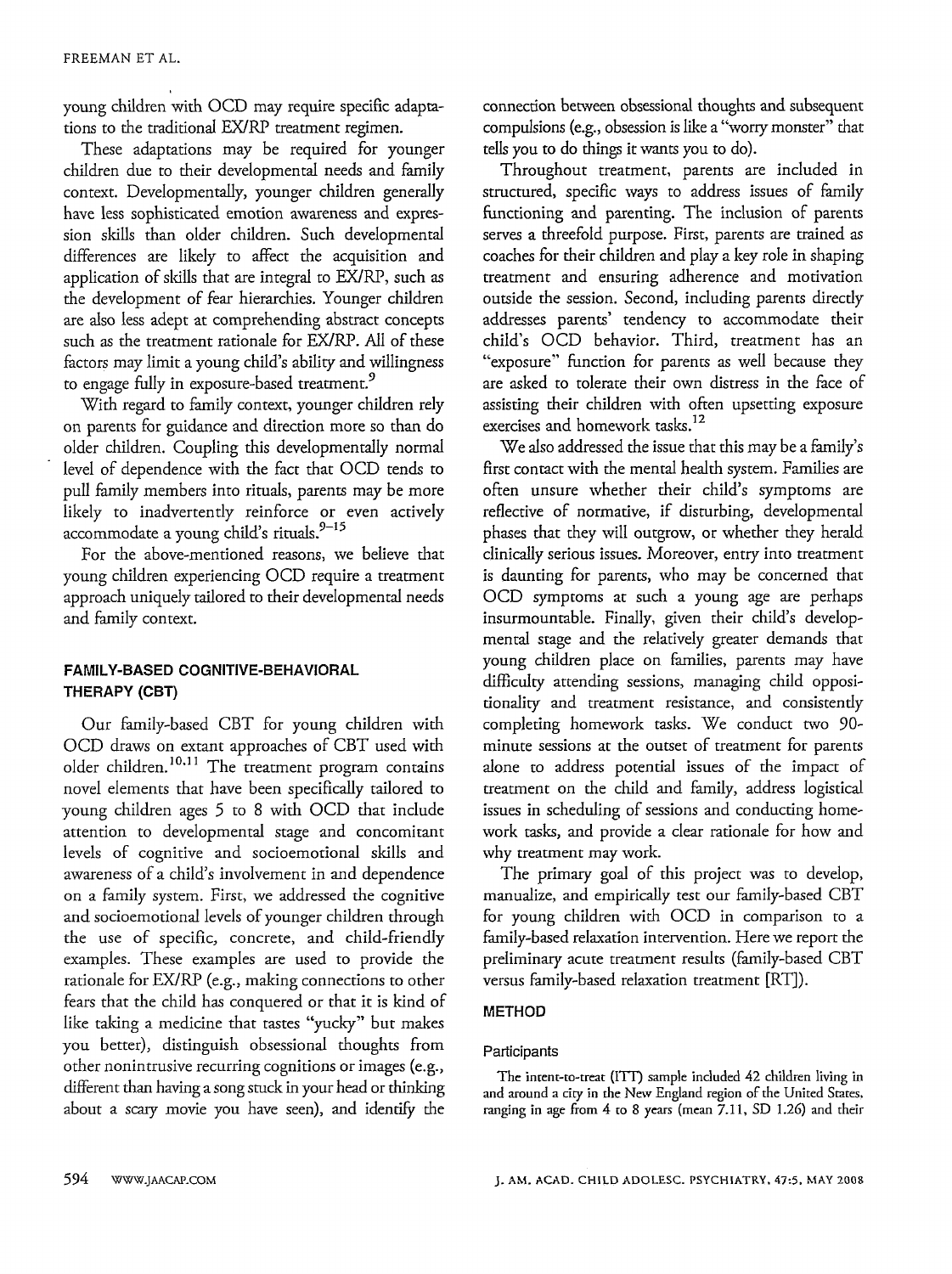young children with OCD may require specific adaptations to the traditional EX/RP treatment regimen.

These adaptations may be required for younger children due to their developmental needs and family context. Developmentally, younger children generally have less sophisticated emotion awareness and expression skills than older children. Such developmental differences are likely to affect the acquisition and application of skills that are integral to EX/RP, such as the development of fear hierarchies. Younger children are also less adept at comprehending abstract concepts such as the treatment rationale for EX/RP. All of these factors may limit a young child's ability and willingness to engage fully in exposure-based treatment.[9]

With regard to family context, younger children rely on parents for guidance and direction more so than do older children. Coupling this developmentally normal level of dependence with the fact that OCD tends to pull family members into rituals, parents may be more likely to inadvertently reinforce or even actively accommodate a young child's rituals.[9–15]

For the above-mentioned reasons, we believe that young children experiencing OCD require a treatment approach uniquely tailored to their developmental needs and family context.

## FAMILY-BASED COGNITIVE-BEHAVIORAL THERAPY (CBT)

Our family-based CBT for young children with OCD draws on extant approaches of CBT used with older children.[10,11] The treatment program contains novel elements that have been specifically tailored to young children ages 5 to 8 with OCD that include attention to developmental stage and concomitant levels of cognitive and socioemotional skills and awareness of a child's involvement in and dependence on a family system. First, we addressed the cognitive and socioemotional levels of younger children through the use of specific, concrete, and child-friendly examples. These examples are used to provide the rationale for EX/RP (e.g., making connections to other fears that the child has conquered or that it is kind of like taking a medicine that tastes "yucky" but makes you better), distinguish obsessional thoughts from other nonintrusive recurring cognitions or images (e.g., different than having a song stuck in your head or thinking about a scary movie you have seen), and identify the connection between obsessional thoughts and subsequent compulsions (e.g., obsession is like a "worry monster" that tells you to do things it wants you to do).

Throughout treatment, parents are included in structured, specific ways to address issues of family functioning and parenting. The inclusion of parents serves a threefold purpose. First, parents are trained as coaches for their children and play a key role in shaping treatment and ensuring adherence and motivation outside the session. Second, including parents directly addresses parents' tendency to accommodate their child's OCD behavior. Third, treatment has an "exposure" function for parents as well because they are asked to tolerate their own distress in the face of assisting their children with often upsetting exposure exercises and homework tasks.[12]

We also addressed the issue that this may be a family's first contact with the mental health system. Families are often unsure whether their child's symptoms are reflective of normative, if disturbing, developmental phases that they will outgrow, or whether they herald clinically serious issues. Moreover, entry into treatment is daunting for parents, who may be concerned that OCD symptoms at such a young age are perhaps insurmountable. Finally, given their child's developmental stage and the relatively greater demands that young children place on families, parents may have difficulty attending sessions, managing child oppositionality and treatment resistance, and consistently completing homework tasks. We conduct two 90-minute sessions at the outset of treatment for parents alone to address potential issues of the impact of treatment on the child and family, address logistical issues in scheduling of sessions and conducting homework tasks, and provide a clear rationale for how and why treatment may work.

The primary goal of this project was to develop, manualize, and empirically test our family-based CBT for young children with OCD in comparison to a family-based relaxation intervention. Here we report the preliminary acute treatment results (family-based CBT versus family-based relaxation treatment [RT]).

## METHOD

### Participants

The intent-to-treat (ITT) sample included 42 children living in and around a city in the New England region of the United States, ranging in age from 4 to 8 years (mean 7.11, SD 1.26) and their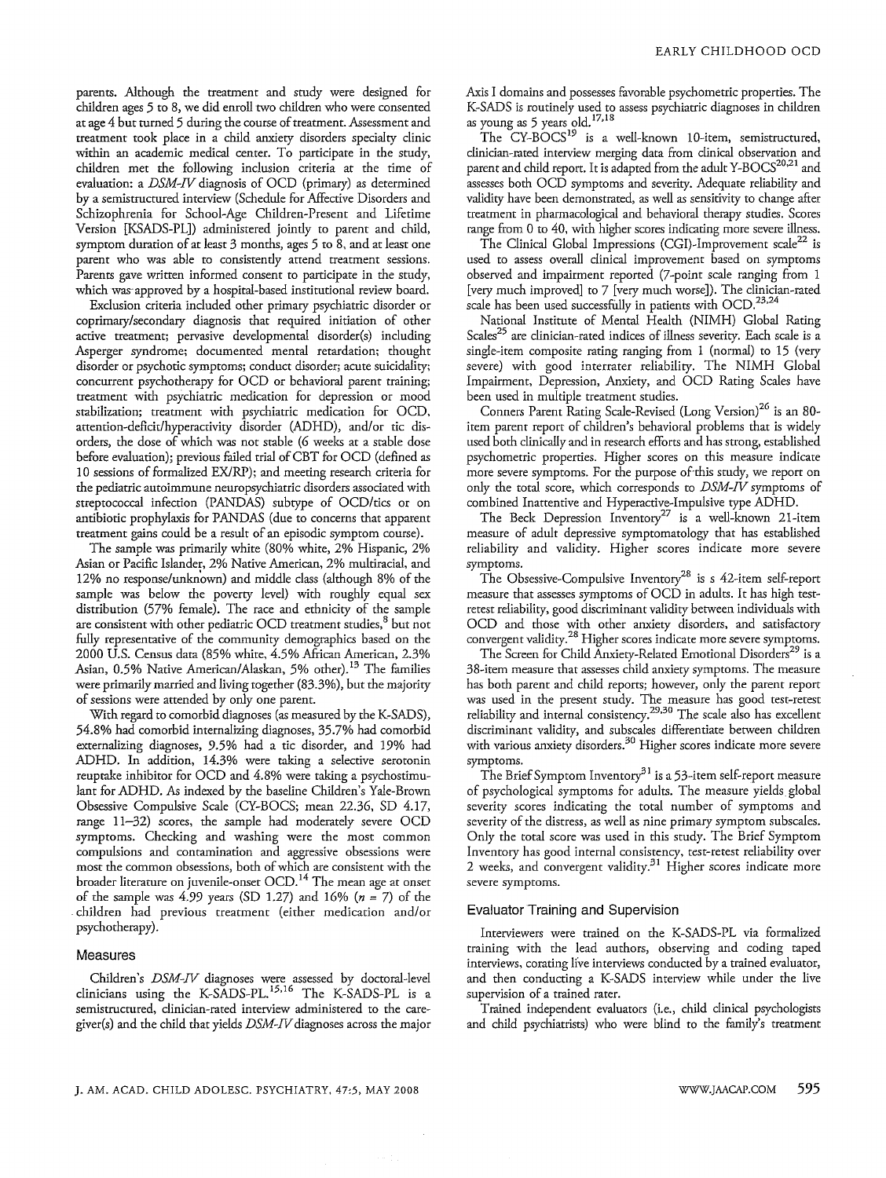parents. Although the treatment and study were designed for children ages 5 to 8, we did enroll two children who were consented at age 4 but turned 5 during the course of treatment. Assessment and treatment took place in a child anxiety disorders specialty clinic within an academic medical center. To participate in the study, children met the following inclusion criteria at the time of evaluation: a *DSM-IV* diagnosis of OCD (primary) as determined by a semistructured interview (Schedule for Affective Disorders and Schizophrenia for School-Age Children-Present and Lifetime Version [KSADS-PL]) administered jointly to parent and child, symptom duration of at least 3 months, ages 5 to 8, and at least one parent who was able to consistently attend treatment sessions. Parents gave written informed consent to participate in the study, which was approved by a hospital-based institutional review board.

Exclusion criteria included other primary psychiatric disorder or coprimary/secondary diagnosis that required initiation of other active treatment; pervasive developmental disorder(s) including Asperger syndrome; documented mental retardation; thought disorder or psychotic symptoms; conduct disorder; acute suicidality; concurrent psychotherapy for OCD or behavioral parent training; treatment with psychiatric medication for depression or mood stabilization; treatment with psychiatric medication for OCD, attention-deficit/hyperactivity disorder (ADHD), and/or tic disorders, the dose of which was not stable (6 weeks at a stable dose before evaluation); previous failed trial of CBT for OCD (defined as 10 sessions of formalized EX/RP); and meeting research criteria for the pediatric autoimmune neuropsychiatric disorders associated with streptococcal infection (PANDAS) subtype of OCD/tics or on antibiotic prophylaxis for PANDAS (due to concerns that apparent treatment gains could be a result of an episodic symptom course).

The sample was primarily white (80% white, 2% Hispanic, 2% Asian or Pacific Islander, 2% Native American, 2% multiracial, and 12% no response/unknown) and middle class (although 8% of the sample was below the poverty level) with roughly equal sex distribution (57% female). The race and ethnicity of the sample are consistent with other pediatric OCD treatment studies,[8] but not fully representative of the community demographics based on the 2000 U.S. Census data (85% white, 4.5% African American, 2.3% Asian, 0.5% Native American/Alaskan, 5% other).[13] The families were primarily married and living together (83.3%), but the majority of sessions were attended by only one parent.

With regard to comorbid diagnoses (as measured by the K-SADS), 54.8% had comorbid internalizing diagnoses, 35.7% had comorbid externalizing diagnoses, 9.5% had a tic disorder, and 19% had ADHD. In addition, 14.3% were taking a selective serotonin reuptake inhibitor for OCD and 4.8% were taking a psychostimulant for ADHD. As indexed by the baseline Children's Yale-Brown Obsessive Compulsive Scale (CY-BOCS; mean 22.36, SD 4.17, range 11–32) scores, the sample had moderately severe OCD symptoms. Checking and washing were the most common compulsions and contamination and aggressive obsessions were most the common obsessions, both of which are consistent with the broader literature on juvenile-onset OCD.[14] The mean age at onset of the sample was 4.99 years (SD 1.27) and 16% ($n = 7$) of the children had previous treatment (either medication and/or psychotherapy).

### Measures

Children's *DSM-IV* diagnoses were assessed by doctoral-level clinicians using the K-SADS-PL.[15,16] The K-SADS-PL is a semistructured, clinician-rated interview administered to the caregiver(s) and the child that yields *DSM-IV* diagnoses across the major Axis I domains and possesses favorable psychometric properties. The K-SADS is routinely used to assess psychiatric diagnoses in children as young as 5 years old.[17,18]

The CY-BOCS[19] is a well-known 10-item, semistructured, clinician-rated interview merging data from clinical observation and parent and child report. It is adapted from the adult Y-BOCS[20,21] and assesses both OCD symptoms and severity. Adequate reliability and validity have been demonstrated, as well as sensitivity to change after treatment in pharmacological and behavioral therapy studies. Scores range from 0 to 40, with higher scores indicating more severe illness.

The Clinical Global Impressions (CGI)-Improvement scale[22] is used to assess overall clinical improvement based on symptoms observed and impairment reported (7-point scale ranging from 1 [very much improved] to 7 [very much worse]). The clinician-rated scale has been used successfully in patients with OCD.[23,24]

National Institute of Mental Health (NIMH) Global Rating Scales[25] are clinician-rated indices of illness severity. Each scale is a single-item composite rating ranging from 1 (normal) to 15 (very severe) with good interrater reliability. The NIMH Global Impairment, Depression, Anxiety, and OCD Rating Scales have been used in multiple treatment studies.

Conners Parent Rating Scale-Revised (Long Version)[26] is an 80-item parent report of children's behavioral problems that is widely used both clinically and in research efforts and has strong, established psychometric properties. Higher scores on this measure indicate more severe symptoms. For the purpose of this study, we report on only the total score, which corresponds to *DSM-IV* symptoms of combined Inattentive and Hyperactive-Impulsive type ADHD.

The Beck Depression Inventory[27] is a well-known 21-item measure of adult depressive symptomatology that has established reliability and validity. Higher scores indicate more severe symptoms.

The Obsessive-Compulsive Inventory[28] is s 42-item self-report measure that assesses symptoms of OCD in adults. It has high test-retest reliability, good discriminant validity between individuals with OCD and those with other anxiety disorders, and satisfactory convergent validity.[28] Higher scores indicate more severe symptoms.

The Screen for Child Anxiety-Related Emotional Disorders[29] is a 38-item measure that assesses child anxiety symptoms. The measure has both parent and child reports; however, only the parent report was used in the present study. The measure has good test-retest reliability and internal consistency.[29,30] The scale also has excellent discriminant validity, and subscales differentiate between children with various anxiety disorders.[30] Higher scores indicate more severe symptoms.

The Brief Symptom Inventory[31] is a 53-item self-report measure of psychological symptoms for adults. The measure yields global severity scores indicating the total number of symptoms and severity of the distress, as well as nine primary symptom subscales. Only the total score was used in this study. The Brief Symptom Inventory has good internal consistency, test-retest reliability over 2 weeks, and convergent validity.[31] Higher scores indicate more severe symptoms.

### Evaluator Training and Supervision

Interviewers were trained on the K-SADS-PL via formalized training with the lead authors, observing and coding taped interviews, corating live interviews conducted by a trained evaluator, and then conducting a K-SADS interview while under the live supervision of a trained rater.

Trained independent evaluators (i.e., child clinical psychologists and child psychiatrists) who were blind to the family's treatment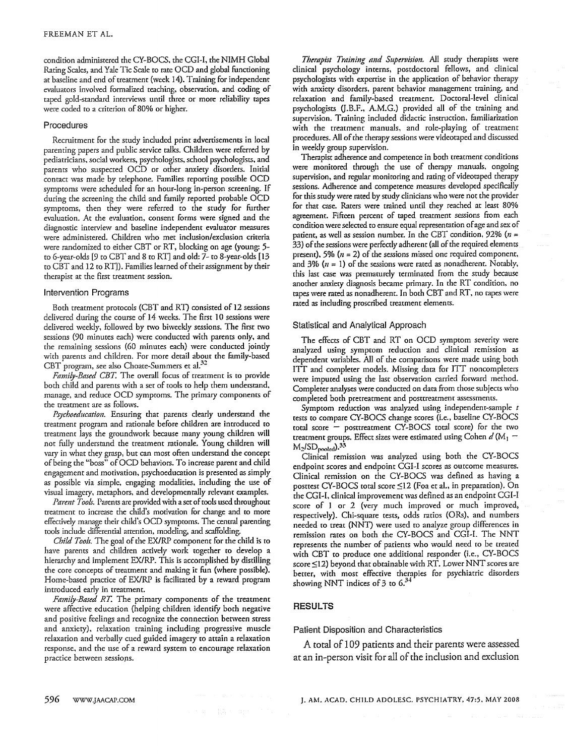condition administered the CY-BOCS, the CGI-I, the NIMH Global Rating Scales, and Yale Tic Scale to rate OCD and global functioning at baseline and end of treatment (week 14). Training for independent evaluators involved formalized teaching, observation, and coding of taped gold-standard interviews until three or more reliability tapes were coded to a criterion of 80% or higher.

### Procedures

Recruitment for the study included print advertisements in local parenting papers and public service talks. Children were referred by pediatricians, social workers, psychologists, school psychologists, and parents who suspected OCD or other anxiety disorders. Initial contact was made by telephone. Families reporting possible OCD symptoms were scheduled for an hour-long in-person screening. If during the screening the child and family reported probable OCD symptoms, then they were referred to the study for further evaluation. At the evaluation, consent forms were signed and the diagnostic interview and baseline independent evaluator measures were administered. Children who met inclusion/exclusion criteria were randomized to either CBT or RT, blocking on age (young: 5- to 6-year-olds [9 to CBT and 8 to RT] and old: 7- to 8-year-olds [13 to CBT and 12 to RT]). Families learned of their assignment by their therapist at the first treatment session.

### Intervention Programs

Both treatment protocols (CBT and RT) consisted of 12 sessions delivered during the course of 14 weeks. The first 10 sessions were delivered weekly, followed by two biweekly sessions. The first two sessions (90 minutes each) were conducted with parents only, and the remaining sessions (60 minutes each) were conducted jointly with parents and children. For more detail about the family-based CBT program, see also Choate-Summers et al.[32]

*Family-Based CBT.* The overall focus of treatment is to provide both child and parents with a set of tools to help them understand, manage, and reduce OCD symptoms. The primary components of the treatment are as follows.

*Psychoeducation.* Ensuring that parents clearly understand the treatment program and rationale before children are introduced to treatment lays the groundwork because many young children will not fully understand the treatment rationale. Young children will vary in what they grasp, but can most often understand the concept of being the "boss" of OCD behaviors. To increase parent and child engagement and motivation, psychoeducation is presented as simply as possible via simple, engaging modalities, including the use of visual imagery, metaphors, and developmentally relevant examples.

*Parent Tools.* Parents are provided with a set of tools used throughout treatment to increase the child's motivation for change and to more effectively manage their child's OCD symptoms. The central parenting tools include differential attention, modeling, and scaffolding.

*Child Tools.* The goal of the EX/RP component for the child is to have parents and children actively work together to develop a hierarchy and implement EX/RP. This is accomplished by distilling the core concepts of treatment and making it fun (where possible). Home-based practice of EX/RP is facilitated by a reward program introduced early in treatment.

*Family-Based RT.* The primary components of the treatment were affective education (helping children identify both negative and positive feelings and recognize the connection between stress and anxiety), relaxation training including progressive muscle relaxation and verbally cued guided imagery to attain a relaxation response, and the use of a reward system to encourage relaxation practice between sessions.

*Therapist Training and Supervision.* All study therapists were clinical psychology interns, postdoctoral fellows, and clinical psychologists with expertise in the application of behavior therapy with anxiety disorders, parent behavior management training, and relaxation and family-based treatment. Doctoral-level clinical psychologists (J.B.F., A.M.G.) provided all of the training and supervision. Training included didactic instruction, familiarization with the treatment manuals, and role-playing of treatment procedures. All of the therapy sessions were videotaped and discussed in weekly group supervision.

Therapist adherence and competence in both treatment conditions were monitored through the use of therapy manuals, ongoing supervision, and regular monitoring and rating of videotaped therapy sessions. Adherence and competence measures developed specifically for this study were rated by study clinicians who were not the provider for that case. Raters were trained until they reached at least 80% agreement. Fifteen percent of taped treatment sessions from each condition were selected to ensure equal representation of age and sex of patient, as well as session number. In the CBT condition, 92% ($n$ = 33) of the sessions were perfectly adherent (all of the required elements present), 5% ($n$ = 2) of the sessions missed one required component, and 3% ($n$ = 1) of the sessions were rated as nonadherent. Notably, this last case was prematurely terminated from the study because another anxiety diagnosis became primary. In the RT condition, no tapes were rated as nonadherent. In both CBT and RT, no tapes were rated as including proscribed treatment elements.

### Statistical and Analytical Approach

The effects of CBT and RT on OCD symptom severity were analyzed using symptom reduction and clinical remission as dependent variables. All of the comparisons were made using both ITT and completer models. Missing data for ITT noncompleters were imputed using the last observation carried forward method. Completer analyses were conducted on data from those subjects who completed both pretreatment and posttreatment assessments.

Symptom reduction was analyzed using independent-sample $t$ tests to compare CY-BOCS change scores (i.e., baseline CY-BOCS total score − posttreatment CY-BOCS total score) for the two treatment groups. Effect sizes were estimated using Cohen $d$ ($M_1 - M_2/SD_{pooled}$).[33]

Clinical remission was analyzed using both the CY-BOCS endpoint scores and endpoint CGI-I scores as outcome measures. Clinical remission on the CY-BOCS was defined as having a posttest CY-BOCS total score ≤12 (Foa et al., in preparation). On the CGI-I, clinical improvement was defined as an endpoint CGI-I score of 1 or 2 (very much improved or much improved, respectively). Chi-square tests, odds ratios (ORs), and numbers needed to treat (NNT) were used to analyze group differences in remission rates on both the CY-BOCS and CGI-I. The NNT represents the number of patients who would need to be treated with CBT to produce one additional responder (i.e., CY-BOCS score ≤12) beyond that obtainable with RT. Lower NNT scores are better, with most effective therapies for psychiatric disorders showing NNT indices of 3 to 6.[34]

## RESULTS

### Patient Disposition and Characteristics

A total of 109 patients and their parents were assessed at an in-person visit for all of the inclusion and exclusion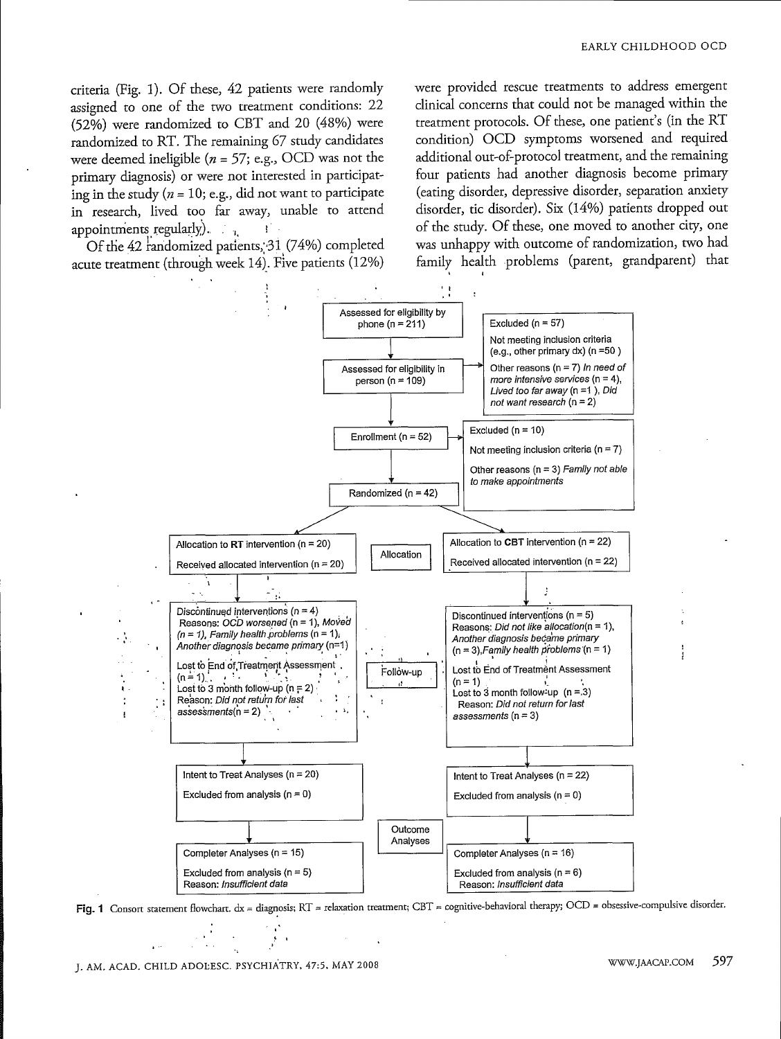criteria (Fig. 1). Of these, 42 patients were randomly assigned to one of the two treatment conditions: 22 (52%) were randomized to CBT and 20 (48%) were randomized to RT. The remaining 67 study candidates were deemed ineligible (*n* = 57; e.g., OCD was not the primary diagnosis) or were not interested in participating in the study (*n* = 10; e.g., did not want to participate in research, lived too far away, unable to attend appointments regularly).

Of the 42 randomized patients, 31 (74%) completed acute treatment (through week 14). Five patients (12%) were provided rescue treatments to address emergent clinical concerns that could not be managed within the treatment protocols. Of these, one patient's (in the RT condition) OCD symptoms worsened and required additional out-of-protocol treatment, and the remaining four patients had another diagnosis become primary (eating disorder, depressive disorder, separation anxiety disorder, tic disorder). Six (14%) patients dropped out of the study. Of these, one moved to another city, one was unhappy with outcome of randomization, two had family health problems (parent, grandparent) that

Assessed for eligibility by phone (n = 211)

Assessed for eligibility in person (n = 109)

Excluded (n = 57)
- Not meeting inclusion criteria (e.g., other primary dx) (n = 50)
- Other reasons (n = 7) *In need of more intensive services* (n = 4), *Lived too far away* (n = 1), *Did not want research* (n = 2)

Enrollment (n = 52)

Excluded (n = 10)
- Not meeting inclusion criteria (n = 7)
- Other reasons (n = 3) *Family not able to make appointments*

Randomized (n = 42)

**Allocation**

Allocation to **RT** intervention (n = 20)
Received allocated intervention (n = 20)

Allocation to **CBT** intervention (n = 22)
Received allocated intervention (n = 22)

**Follow-up**

RT: Discontinued interventions (n = 4)
Reasons: *OCD worsened* (n = 1), *Moved* (n = 1), *Family health problems* (n = 1), *Another diagnosis became primary* (n=1)
Lost to End of Treatment Assessment (n = 1)
Lost to 3 month follow-up (n = 2)
Reason: *Did not return for last assessments* (n = 2)

CBT: Discontinued interventions (n = 5)
Reasons: *Did not like allocation* (n = 1), *Another diagnosis became primary* (n = 3), *Family health problems* (n = 1)
Lost to End of Treatment Assessment (n = 1)
Lost to 3 month follow-up (n = 3)
Reason: *Did not return for last assessments* (n = 3)

**Outcome Analyses**

RT: Intent to Treat Analyses (n = 20)
Excluded from analysis (n = 0)

CBT: Intent to Treat Analyses (n = 22)
Excluded from analysis (n = 0)

RT: Completer Analyses (n = 15)
Excluded from analysis (n = 5)
Reason: *Insufficient data*

CBT: Completer Analyses (n = 16)
Excluded from analysis (n = 6)
Reason: *Insufficient data*

**Fig. 1** Consort statement flowchart. dx = diagnosis; RT = relaxation treatment; CBT = cognitive-behavioral therapy; OCD = obsessive-compulsive disorder.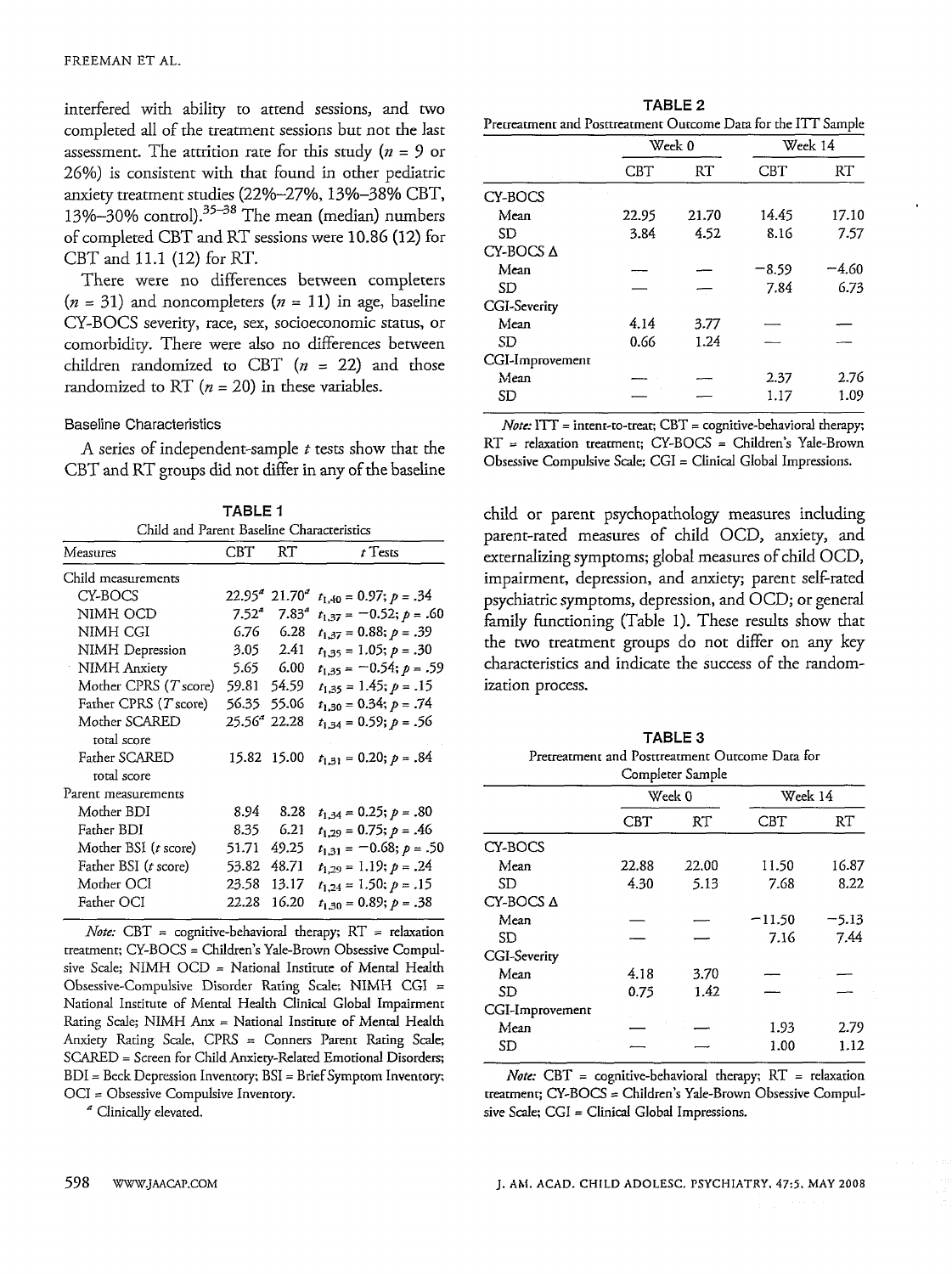interfered with ability to attend sessions, and two completed all of the treatment sessions but not the last assessment. The attrition rate for this study ($n$ = 9 or 26%) is consistent with that found in other pediatric anxiety treatment studies (22%–27%, 13%–38% CBT, 13%–30% control).[35–38] The mean (median) numbers of completed CBT and RT sessions were 10.86 (12) for CBT and 11.1 (12) for RT.

There were no differences between completers ($n$ = 31) and noncompleters ($n$ = 11) in age, baseline CY-BOCS severity, race, sex, socioeconomic status, or comorbidity. There were also no differences between children randomized to CBT ($n$ = 22) and those randomized to RT ($n$ = 20) in these variables.

### Baseline Characteristics

A series of independent-sample $t$ tests show that the CBT and RT groups did not differ in any of the baseline child or parent psychopathology measures including parent-rated measures of child OCD, anxiety, and externalizing symptoms; global measures of child OCD, impairment, depression, and anxiety; parent self-rated psychiatric symptoms, depression, and OCD; or general family functioning (Table 1). These results show that the two treatment groups do not differ on any key characteristics and indicate the success of the randomization process.

**TABLE 1**
Child and Parent Baseline Characteristics

| Measures | CBT | RT | $t$ Tests |
|---|---|---|---|
| Child measurements | | | |
| CY-BOCS | 22.95[a] | 21.70[a] | $t_{1,40}$ = 0.97; $p$ = .34 |
| NIMH OCD | 7.52[a] | 7.83[a] | $t_{1,37}$ = −0.52; $p$ = .60 |
| NIMH CGI | 6.76 | 6.28 | $t_{1,37}$ = 0.88; $p$ = .39 |
| NIMH Depression | 3.05 | 2.41 | $t_{1,35}$ = 1.05; $p$ = .30 |
| NIMH Anxiety | 5.65 | 6.00 | $t_{1,35}$ = −0.54; $p$ = .59 |
| Mother CPRS ($T$ score) | 59.81 | 54.59 | $t_{1,35}$ = 1.45; $p$ = .15 |
| Father CPRS ($T$ score) | 56.35 | 55.06 | $t_{1,30}$ = 0.34; $p$ = .74 |
| Mother SCARED total score | 25.56[a] | 22.28 | $t_{1,34}$ = 0.59; $p$ = .56 |
| Father SCARED total score | 15.82 | 15.00 | $t_{1,31}$ = 0.20; $p$ = .84 |
| Parent measurements | | | |
| Mother BDI | 8.94 | 8.28 | $t_{1,34}$ = 0.25; $p$ = .80 |
| Father BDI | 8.35 | 6.21 | $t_{1,29}$ = 0.75; $p$ = .46 |
| Mother BSI ($t$ score) | 51.71 | 49.25 | $t_{1,31}$ = −0.68; $p$ = .50 |
| Father BSI ($t$ score) | 53.82 | 48.71 | $t_{1,29}$ = 1.19; $p$ = .24 |
| Mother OCI | 23.58 | 13.17 | $t_{1,24}$ = 1.50; $p$ = .15 |
| Father OCI | 22.28 | 16.20 | $t_{1,30}$ = 0.89; $p$ = .38 |

*Note:* CBT = cognitive-behavioral therapy; RT = relaxation treatment; CY-BOCS = Children's Yale-Brown Obsessive Compulsive Scale; NIMH OCD = National Institute of Mental Health Obsessive-Compulsive Disorder Rating Scale; NIMH CGI = National Institute of Mental Health Clinical Global Impairment Rating Scale; NIMH Anx = National Institute of Mental Health Anxiety Rating Scale. CPRS = Conners Parent Rating Scale; SCARED = Screen for Child Anxiety-Related Emotional Disorders; BDI = Beck Depression Inventory; BSI = Brief Symptom Inventory; OCI = Obsessive Compulsive Inventory.

[a] Clinically elevated.

**TABLE 2**
Pretreatment and Posttreatment Outcome Data for the ITT Sample

| | Week 0 | | Week 14 | |
|---|---|---|---|---|
| | CBT | RT | CBT | RT |
| CY-BOCS | | | | |
| Mean | 22.95 | 21.70 | 14.45 | 17.10 |
| SD | 3.84 | 4.52 | 8.16 | 7.57 |
| CY-BOCS Δ | | | | |
| Mean | — | — | −8.59 | −4.60 |
| SD | — | — | 7.84 | 6.73 |
| CGI-Severity | | | | |
| Mean | 4.14 | 3.77 | — | — |
| SD | 0.66 | 1.24 | — | — |
| CGI-Improvement | | | | |
| Mean | — | — | 2.37 | 2.76 |
| SD | — | — | 1.17 | 1.09 |

*Note:* ITT = intent-to-treat; CBT = cognitive-behavioral therapy; RT = relaxation treatment; CY-BOCS = Children's Yale-Brown Obsessive Compulsive Scale; CGI = Clinical Global Impressions.

**TABLE 3**
Pretreatment and Posttreatment Outcome Data for Completer Sample

| | Week 0 | | Week 14 | |
|---|---|---|---|---|
| | CBT | RT | CBT | RT |
| CY-BOCS | | | | |
| Mean | 22.88 | 22.00 | 11.50 | 16.87 |
| SD | 4.30 | 5.13 | 7.68 | 8.22 |
| CY-BOCS Δ | | | | |
| Mean | — | — | −11.50 | −5.13 |
| SD | — | — | 7.16 | 7.44 |
| CGI-Severity | | | | |
| Mean | 4.18 | 3.70 | — | — |
| SD | 0.75 | 1.42 | — | — |
| CGI-Improvement | | | | |
| Mean | — | — | 1.93 | 2.79 |
| SD | — | — | 1.00 | 1.12 |

*Note:* CBT = cognitive-behavioral therapy; RT = relaxation treatment; CY-BOCS = Children's Yale-Brown Obsessive Compulsive Scale; CGI = Clinical Global Impressions.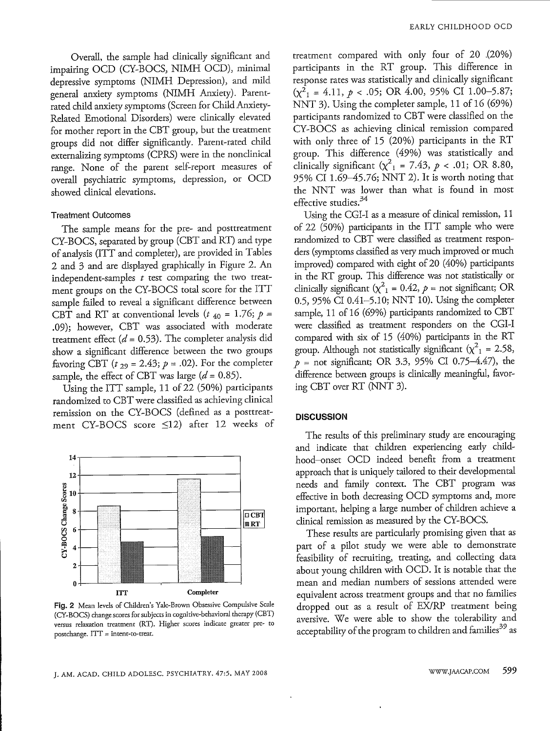Overall, the sample had clinically significant and impairing OCD (CY-BOCS, NIMH OCD), minimal depressive symptoms (NIMH Depression), and mild general anxiety symptoms (NIMH Anxiety). Parent-rated child anxiety symptoms (Screen for Child Anxiety-Related Emotional Disorders) were clinically elevated for mother report in the CBT group, but the treatment groups did not differ significantly. Parent-rated child externalizing symptoms (CPRS) were in the nonclinical range. None of the parent self-report measures of overall psychiatric symptoms, depression, or OCD showed clinical elevations.

### Treatment Outcomes

The sample means for the pre- and posttreatment CY-BOCS, separated by group (CBT and RT) and type of analysis (ITT and completer), are provided in Tables 2 and 3 and are displayed graphically in Figure 2. An independent-samples $t$ test comparing the two treatment groups on the CY-BOCS total score for the ITT sample failed to reveal a significant difference between CBT and RT at conventional levels ($t_{40} = 1.76$; $p = .09$); however, CBT was associated with moderate treatment effect ($d = 0.53$). The completer analysis did show a significant difference between the two groups favoring CBT ($t_{29} = 2.43$; $p = .02$). For the completer sample, the effect of CBT was large ($d = 0.85$).

Using the ITT sample, 11 of 22 (50%) participants randomized to CBT were classified as achieving clinical remission on the CY-BOCS (defined as a posttreatment CY-BOCS score ≤12) after 12 weeks of treatment compared with only four of 20 (20%) participants in the RT group. This difference in response rates was statistically and clinically significant ($\chi^2_1 = 4.11$, $p < .05$; OR 4.00, 95% CI 1.00–5.87; NNT 3). Using the completer sample, 11 of 16 (69%) participants randomized to CBT were classified on the CY-BOCS as achieving clinical remission compared with only three of 15 (20%) participants in the RT group. This difference (49%) was statistically and clinically significant ($\chi^2_1 = 7.43$, $p < .01$; OR 8.80, 95% CI 1.69–45.76; NNT 2). It is worth noting that the NNT was lower than what is found in most effective studies.[34]

Using the CGI-I as a measure of clinical remission, 11 of 22 (50%) participants in the ITT sample who were randomized to CBT were classified as treatment responders (symptoms classified as very much improved or much improved) compared with eight of 20 (40%) participants in the RT group. This difference was not statistically or clinically significant ($\chi^2_1 = 0.42$, $p$ = not significant; OR 0.5, 95% CI 0.41–5.10; NNT 10). Using the completer sample, 11 of 16 (69%) participants randomized to CBT were classified as treatment responders on the CGI-I compared with six of 15 (40%) participants in the RT group. Although not statistically significant ($\chi^2_1 = 2.58$, $p$ = not significant; OR 3.3, 95% CI 0.75–4.47), the difference between groups is clinically meaningful, favoring CBT over RT (NNT 3).

**Fig. 2** Mean levels of Children's Yale-Brown Obsessive Compulsive Scale (CY-BOCS) change scores for subjects in cognitive-behavioral therapy (CBT) versus relaxation treatment (RT). Higher scores indicate greater pre- to postchange. ITT = intent-to-treat.

## DISCUSSION

The results of this preliminary study are encouraging and indicate that children experiencing early childhood–onset OCD indeed benefit from a treatment approach that is uniquely tailored to their developmental needs and family context. The CBT program was effective in both decreasing OCD symptoms and, more important, helping a large number of children achieve a clinical remission as measured by the CY-BOCS.

These results are particularly promising given that as part of a pilot study we were able to demonstrate feasibility of recruiting, treating, and collecting data about young children with OCD. It is notable that the mean and median numbers of sessions attended were equivalent across treatment groups and that no families dropped out as a result of EX/RP treatment being aversive. We were able to show the tolerability and acceptability of the program to children and families[39] as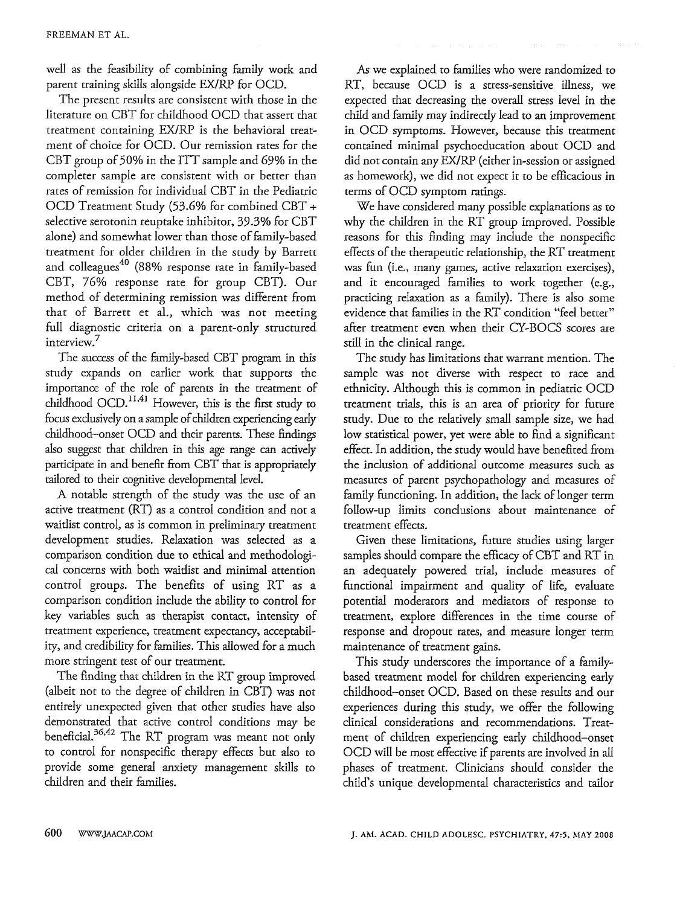well as the feasibility of combining family work and parent training skills alongside EX/RP for OCD.

The present results are consistent with those in the literature on CBT for childhood OCD that assert that treatment containing EX/RP is the behavioral treatment of choice for OCD. Our remission rates for the CBT group of 50% in the ITT sample and 69% in the completer sample are consistent with or better than rates of remission for individual CBT in the Pediatric OCD Treatment Study (53.6% for combined CBT + selective serotonin reuptake inhibitor, 39.3% for CBT alone) and somewhat lower than those of family-based treatment for older children in the study by Barrett and colleagues[40] (88% response rate in family-based CBT, 76% response rate for group CBT). Our method of determining remission was different from that of Barrett et al., which was not meeting full diagnostic criteria on a parent-only structured interview.[7]

The success of the family-based CBT program in this study expands on earlier work that supports the importance of the role of parents in the treatment of childhood OCD.[11,41] However, this is the first study to focus exclusively on a sample of children experiencing early childhood–onset OCD and their parents. These findings also suggest that children in this age range can actively participate in and benefit from CBT that is appropriately tailored to their cognitive developmental level.

A notable strength of the study was the use of an active treatment (RT) as a control condition and not a waitlist control, as is common in preliminary treatment development studies. Relaxation was selected as a comparison condition due to ethical and methodological concerns with both waitlist and minimal attention control groups. The benefits of using RT as a comparison condition include the ability to control for key variables such as therapist contact, intensity of treatment experience, treatment expectancy, acceptability, and credibility for families. This allowed for a much more stringent test of our treatment.

The finding that children in the RT group improved (albeit not to the degree of children in CBT) was not entirely unexpected given that other studies have also demonstrated that active control conditions may be beneficial.[36,42] The RT program was meant not only to control for nonspecific therapy effects but also to provide some general anxiety management skills to children and their families.

As we explained to families who were randomized to RT, because OCD is a stress-sensitive illness, we expected that decreasing the overall stress level in the child and family may indirectly lead to an improvement in OCD symptoms. However, because this treatment contained minimal psychoeducation about OCD and did not contain any EX/RP (either in-session or assigned as homework), we did not expect it to be efficacious in terms of OCD symptom ratings.

We have considered many possible explanations as to why the children in the RT group improved. Possible reasons for this finding may include the nonspecific effects of the therapeutic relationship, the RT treatment was fun (i.e., many games, active relaxation exercises), and it encouraged families to work together (e.g., practicing relaxation as a family). There is also some evidence that families in the RT condition "feel better" after treatment even when their CY-BOCS scores are still in the clinical range.

The study has limitations that warrant mention. The sample was not diverse with respect to race and ethnicity. Although this is common in pediatric OCD treatment trials, this is an area of priority for future study. Due to the relatively small sample size, we had low statistical power, yet were able to find a significant effect. In addition, the study would have benefited from the inclusion of additional outcome measures such as measures of parent psychopathology and measures of family functioning. In addition, the lack of longer term follow-up limits conclusions about maintenance of treatment effects.

Given these limitations, future studies using larger samples should compare the efficacy of CBT and RT in an adequately powered trial, include measures of functional impairment and quality of life, evaluate potential moderators and mediators of response to treatment, explore differences in the time course of response and dropout rates, and measure longer term maintenance of treatment gains.

This study underscores the importance of a family-based treatment model for children experiencing early childhood–onset OCD. Based on these results and our experiences during this study, we offer the following clinical considerations and recommendations. Treatment of children experiencing early childhood–onset OCD will be most effective if parents are involved in all phases of treatment. Clinicians should consider the child's unique developmental characteristics and tailor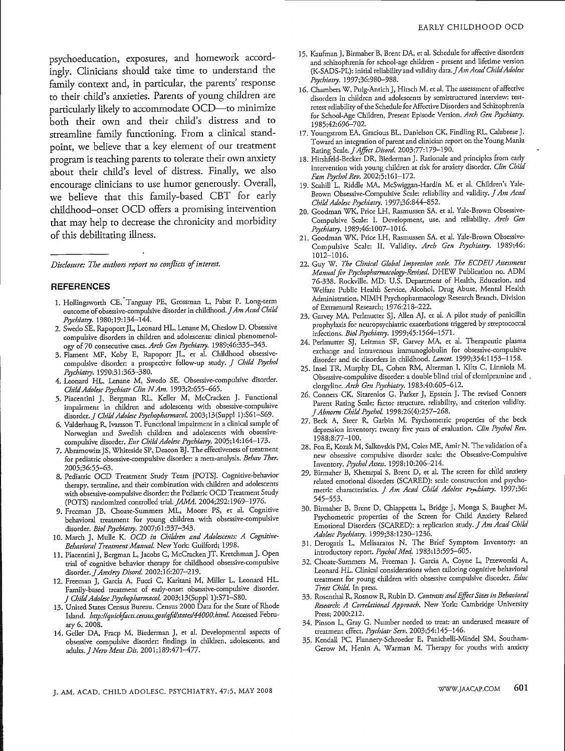psychoeducation, exposures, and homework accordingly. Clinicians should take time to understand the family context and, in particular, the parents' response to their child's anxieties. Parents of young children are particularly likely to accommodate OCD—to minimize both their own and their child's distress and to streamline family functioning. From a clinical standpoint, we believe that a key element of our treatment program is teaching parents to tolerate their own anxiety about their child's level of distress. Finally, we also encourage clinicians to use humor generously. Overall, we believe that this family-based CBT for early childhood–onset OCD offers a promising intervention that may help to decrease the chronicity and morbidity of this debilitating illness.

*Disclosure: The authors report no conflicts of interest.*

## REFERENCES

1. Hollingsworth CE, Tanguay PE, Grossman L, Pabst P. Long-term outcome of obsessive-compulsive disorder in childhood. *J Am Acad Child Psychiatry.* 1980;19:134–144.
2. Swedo SE, Rapoport JL, Leonard HL, Lenane M, Cheslow D. Obsessive compulsive disorders in children and adolescents: clinical phenomenology of 70 consecutive cases. *Arch Gen Psychiatry.* 1989;46:335–343.
3. Flament MF, Koby E, Rapoport JL, et al. Childhood obsessive-compulsive disorder: a prospective follow-up study. *J Child Psychol Psychiatry.* 1990;31:363–380.
4. Leonard HL, Lenane M, Swedo SE. Obsessive-compulsive disorder. *Child Adolesc Psychiatr Clin N Am.* 1993;2:655–665.
5. Piacentini J, Bergman RL, Keller M, McCracken J. Functional impairment in children and adolescents with obsessive-compulsive disorder. *J Child Adolesc Psychopharmacol.* 2003;13(Suppl 1):S61–S69.
6. Valderhaug R, Ivarsson T. Functional impairment in a clinical sample of Norwegian and Swedish children and adolescents with obsessive-compulsive disorder. *Eur Child Adolesc Psychiatry.* 2005;14:164–173.
7. Abramowitz JS, Whiteside SP, Deacon BJ. The effectiveness of treatment for pediatric obsessive-compulsive disorder: a meta-analysis. *Behav Ther.* 2005;36:55–63.
8. Pediatric OCD Treatment Study Team [POTS]. Cognitive-behavior therapy, sertraline, and their combination with children and adolescents with obsessive-compulsive disorder: the Pediatric OCD Treatment Study (POTS) randomized controlled trial. *JAMA.* 2004;292:1969–1976.
9. Freeman JB, Choate-Summers ML, Moore PS, et al. Cognitive behavioral treatment for young children with obsessive-compulsive disorder. *Biol Psychiatry.* 2007;61:337–343.
10. March J, Mulle K. *OCD in Children and Adolescents: A Cognitive-Behavioral Treatment Manual.* New York: Guilford; 1998.
11. Piacentini J, Bergman L, Jacobs C, McCracken JT, Kretchman J. Open trial of cognitive behavior therapy for childhood obsessive-compulsive disorder. *J Anxiety Disord.* 2002;16:207–219.
12. Freeman J, Garcia A, Fucci C, Karitani M, Miller L, Leonard HL. Family-based treatment of early-onset obsessive-compulsive disorder. *J Child Adolesc Psychopharmacol.* 2003;13(Suppl 1):S71–S80.
13. United States Census Bureau. Census 2000 Data for the State of Rhode Island. *http://quickfacts.census.gov/qfd/states/44000.html.* Accessed February 6, 2008.
14. Geller DA, Fracp M, Biederman J, et al. Developmental aspects of obsessive compulsive disorder: findings in children, adolescents, and adults. *J Nerv Ment Dis.* 2001;189:471–477.
15. Kaufman J, Birmaher B, Brent DA, et al. Schedule for affective disorders and schizophrenia for school-age children - present and lifetime version (K-SADS-PL): initial reliability and validity data. *J Am Acad Child Adolesc Psychiatry.* 1997;36:980–988.
16. Chambers W, Puig-Antich J, Hirsch M, et al. The assessment of affective disorders in children and adolescents by semistructured interview: test-retest reliability of the Schedule for Affective Disorders and Schizophrenia for School-Age Children, Present Episode Version. *Arch Gen Psychiatry.* 1985;42:696–702.
17. Youngstrom EA, Gracious BL, Danielson CK, Findling RL, Calabrese J. Toward an integration of parent and clinician report on the Young Mania Rating Scale. *J Affect Disord.* 2003;77:179–190.
18. Hirshfeld-Becker DR, Biederman J. Rationale and principles from early intervention with young children at risk for anxiety disorder. *Clin Child Fam Psychol Rev.* 2002;5:161–172.
19. Scahill L, Riddle MA, McSwiggan-Hardin M, et al. Children's Yale-Brown Obsessive-Compulsive Scale: reliability and validity. *J Am Acad Child Adolesc Psychiatry.* 1997;36:844–852.
20. Goodman WK, Price LH, Rasmussen SA, et al. Yale-Brown Obsessive-Compulsive Scale: I. Development, use, and reliability. *Arch Gen Psychiatry.* 1989;46:1007–1016.
21. Goodman WK, Price LH, Rasmussen SA, et al. Yale-Brown Obsessive-Compulsive Scale: II. Validity. *Arch Gen Psychiatry.* 1989;46:1012–1016.
22. Guy W. *The Clinical Global Impression scale. The ECDEU Assessment Manual for Psychopharmacology-Revised.* DHEW Publication no. ADM 76-338. Rockville, MD: U.S. Department of Health, Education, and Welfare Public Health Service, Alcohol, Drug Abuse, Mental Health Administration, NIMH Psychopharmacology Research Branch, Division of Extramural Research; 1976:218–222.
23. Garvey MA, Perlmutter SJ, Allen AJ, et al. A pilot study of penicillin prophylaxis for neuropsychiatric exacerbations triggered by streptococcal infections. *Biol Psychiatry.* 1999;45:1564–1571.
24. Perlmutter SJ, Leitman SF, Garvey MA, et al. Therapeutic plasma exchange and intravenous immunoglobulin for obsessive-compulsive disorder and tic disorders in childhood. *Lancet.* 1999;354:1153–1158.
25. Insel TR, Murphy DL, Cohen RM, Alterman I, Kilts C, Linniola M. Obsessive-compulsive disorder: a double blind trial of clomipramine and clorgyline. *Arch Gen Psychiatry.* 1983;40:605–612.
26. Conners CK, Sitarenios G, Parker J, Epstein J. The revised Conners Parent Rating Scale: factor structure, reliability, and criterion validity. *J Abnorm Child Psychol.* 1998;26(4):257–268.
27. Beck A, Steer R, Garbin M. Psychometric properties of the beck depression inventory: twenty five years of evaluation. *Clin Psychol Rev.* 1988;8:77–100.
28. Foa E, Kozak M, Salkovskis PM, Coles ME, Amir N. The validation of a new obsessive compulsive disorder scale: the Obsessive-Compulsive Inventory. *Psychol Assess.* 1998;10:206–214.
29. Birmaher B, Khetarpal S, Brent D, et al. The screen for child anxiety related emotional disorders (SCARED): scale construction and psychometric characteristics. *J Am Acad Child Adolesc Psychiatry.* 1997;36:545–553.
30. Birmaher B, Brent D, Chiappetta L, Bridge J, Monga S, Baugher M. Psychometric properties of the Screen for Child Anxiety Related Emotional Disorders (SCARED): a replication study. *J Am Acad Child Adolesc Psychiatry.* 1999;38:1230–1236.
31. Derogatis L, Melisaratos N. The Brief Symptom Inventory: an introductory report. *Psychol Med.* 1983;13:595–605.
32. Choate-Summers M, Freeman J, Garcia A, Coyne L, Przeworski A, Leonard HL. Clinical considerations when tailoring cognitive behavioral treatment for young children with obsessive compulsive disorder. *Educ Treat Child.* In press.
33. Rosenthal R, Rosnow R, Rubin D. *Contrasts and Effect Sizes in Behavioral Research: A Correlational Approach.* New York: Cambridge University Press; 2000:212.
34. Pinson L, Gray G. Number needed to treat: an underused measure of treatment effect. *Psychiatr Serv.* 2003;54:145–146.
35. Kendall PC, Flannery-Schroeder E, Panichelli-Mindel SM, Southam-Gerow M, Henin A, Warman M. Therapy for youths with anxiety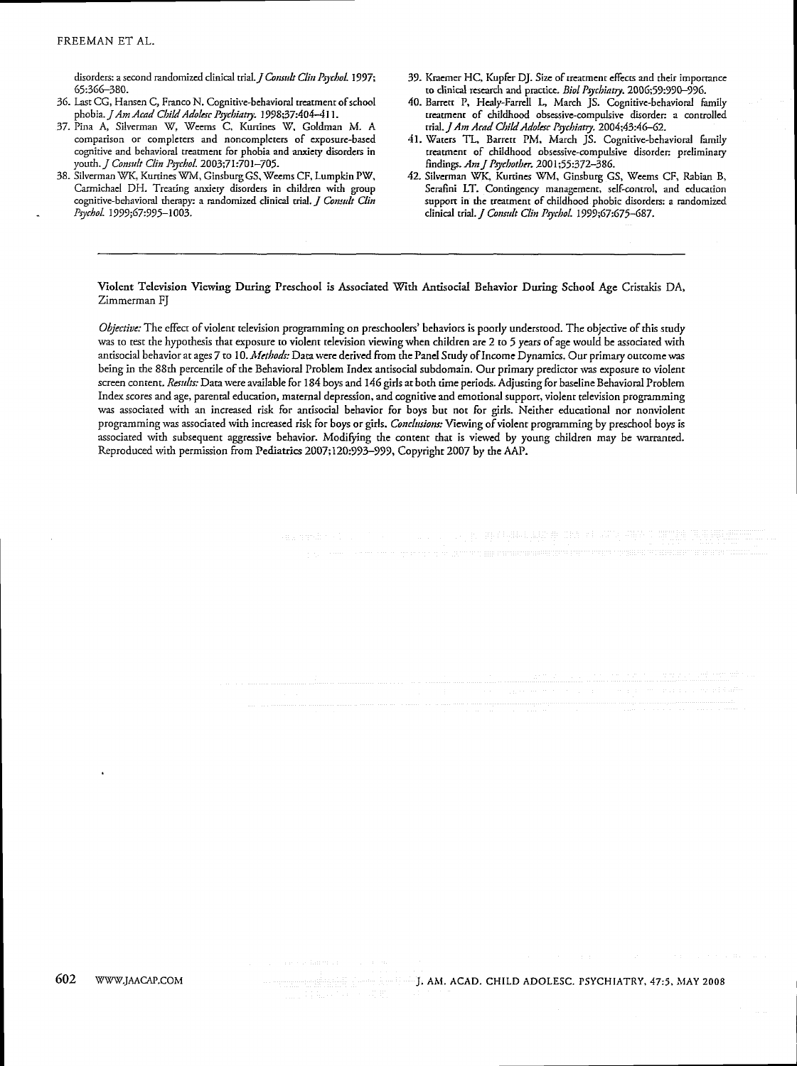disorders: a second randomized clinical trial. *J Consult Clin Psychol.* 1997; 65:366–380.

36. Last CG, Hansen C, Franco N. Cognitive-behavioral treatment of school phobia. *J Am Acad Child Adolesc Psychiatry.* 1998;37:404–411.
37. Pina A, Silverman W, Weems C, Kurtines W, Goldman M. A comparison or completers and noncompleters of exposure-based cognitive and behavioral treatment for phobia and anxiety disorders in youth. *J Consult Clin Psychol.* 2003;71:701–705.
38. Silverman WK, Kurtines WM, Ginsburg GS, Weems CF, Lumpkin PW, Carmichael DH. Treating anxiety disorders in children with group cognitive-behavioral therapy: a randomized clinical trial. *J Consult Clin Psychol.* 1999;67:995–1003.
39. Kraemer HC, Kupfer DJ. Size of treatment effects and their importance to clinical research and practice. *Biol Psychiatry.* 2006;59:990–996.
40. Barrett P, Healy-Farrell L, March JS. Cognitive-behavioral family treatment of childhood obsessive-compulsive disorder: a controlled trial. *J Am Acad Child Adolesc Psychiatry.* 2004;43:46–62.
41. Waters TL, Barrett PM, March JS. Cognitive-behavioral family treatment of childhood obsessive-compulsive disorder: preliminary findings. *Am J Psychother.* 2001;55:372–386.
42. Silverman WK, Kurtines WM, Ginsburg GS, Weems CF, Rabian B, Serafini LT. Contingency management, self-control, and education support in the treatment of childhood phobic disorders: a randomized clinical trial. *J Consult Clin Psychol.* 1999;67:675–687.

---

**Violent Television Viewing During Preschool is Associated With Antisocial Behavior During School Age** Cristakis DA, Zimmerman FJ

*Objective:* The effect of violent television programming on preschoolers' behaviors is poorly understood. The objective of this study was to test the hypothesis that exposure to violent television viewing when children are 2 to 5 years of age would be associated with antisocial behavior at ages 7 to 10. *Methods:* Data were derived from the Panel Study of Income Dynamics. Our primary outcome was being in the 88th percentile of the Behavioral Problem Index antisocial subdomain. Our primary predictor was exposure to violent screen content. *Results:* Data were available for 184 boys and 146 girls at both time periods. Adjusting for baseline Behavioral Problem Index scores and age, parental education, maternal depression, and cognitive and emotional support, violent television programming was associated with an increased risk for antisocial behavior for boys but not for girls. Neither educational nor nonviolent programming was associated with increased risk for boys or girls. *Conclusions:* Viewing of violent programming by preschool boys is associated with subsequent aggressive behavior. Modifying the content that is viewed by young children may be warranted. Reproduced with permission from Pediatrics 2007;120:993–999, Copyright 2007 by the AAP.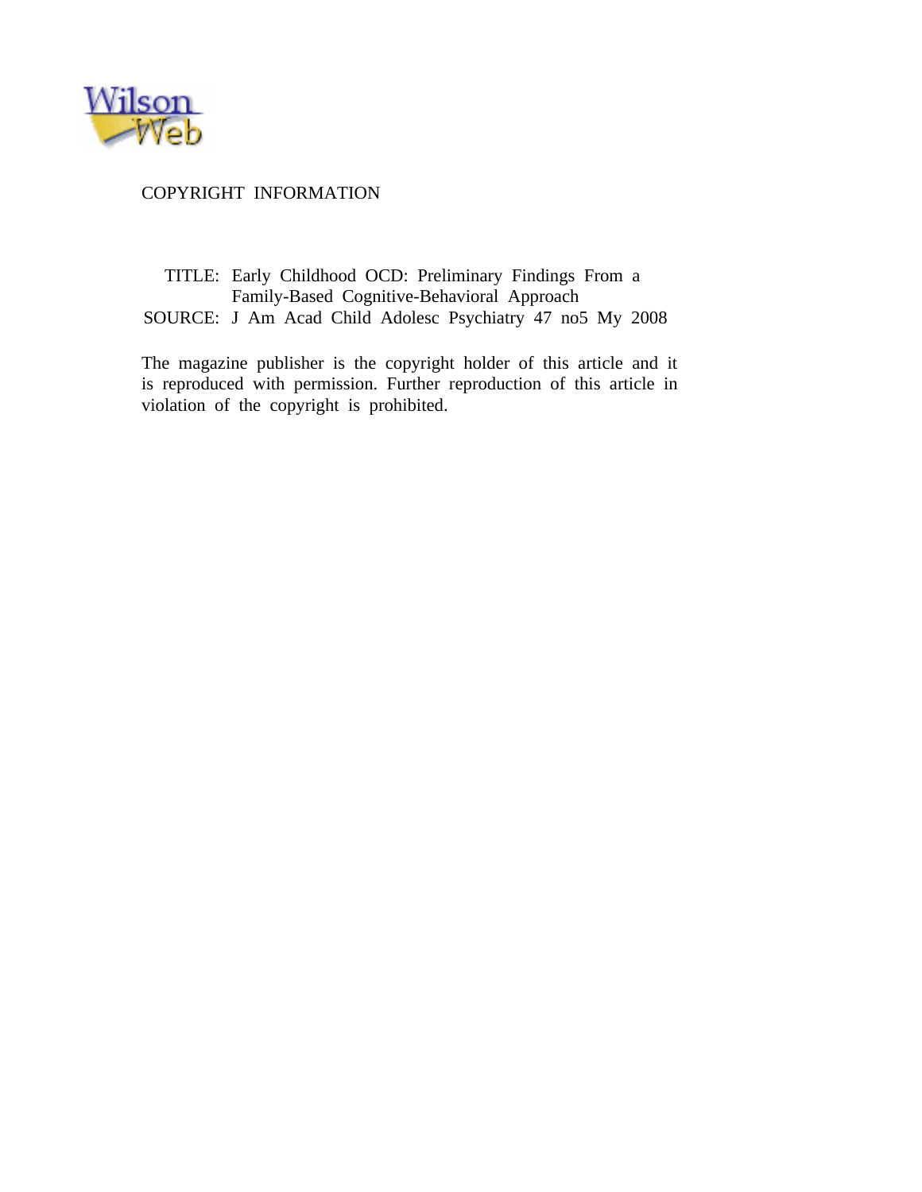WilsonWeb

COPYRIGHT INFORMATION

TITLE: Early Childhood OCD: Preliminary Findings From a Family-Based Cognitive-Behavioral Approach

SOURCE: J Am Acad Child Adolesc Psychiatry 47 no5 My 2008

The magazine publisher is the copyright holder of this article and it is reproduced with permission. Further reproduction of this article in violation of the copyright is prohibited.